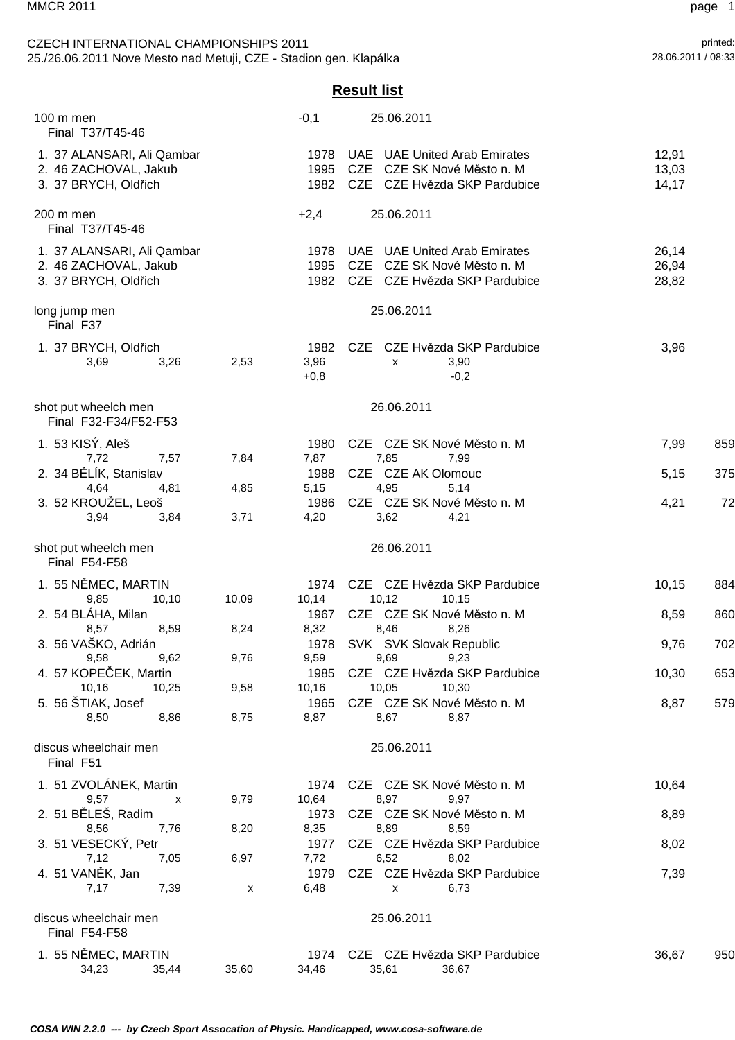CZECH INTERNATIONAL CHAMPIONSHIPS 2011
25./26.06.2011 Nove Mesto nad Metuji, CZE - Stadion gen. Klapálka

printed: 28.06.2011 / 08:33

## Result list

### 100 m men — -0,1 — 25.06.2011
Final T37/T45-46

| Rank | Class | Name | Year | Nat | Club | Result |
|---|---|---|---|---|---|---|
| 1. | 37 | ALANSARI, Ali Qambar | 1978 | UAE | UAE United Arab Emirates | 12,91 |
| 2. | 46 | ZACHOVAL, Jakub | 1995 | CZE | CZE SK Nové Město n. M | 13,03 |
| 3. | 37 | BRYCH, Oldřich | 1982 | CZE | CZE Hvězda SKP Pardubice | 14,17 |

### 200 m men — +2,4 — 25.06.2011
Final T37/T45-46

| Rank | Class | Name | Year | Nat | Club | Result |
|---|---|---|---|---|---|---|
| 1. | 37 | ALANSARI, Ali Qambar | 1978 | UAE | UAE United Arab Emirates | 26,14 |
| 2. | 46 | ZACHOVAL, Jakub | 1995 | CZE | CZE SK Nové Město n. M | 26,94 |
| 3. | 37 | BRYCH, Oldřich | 1982 | CZE | CZE Hvězda SKP Pardubice | 28,82 |

### long jump men — 25.06.2011
Final F37

| Rank | Class | Name | Year | Nat | Club | Result |
|---|---|---|---|---|---|---|
| 1. | 37 | BRYCH, Oldřich | 1982 | CZE | CZE Hvězda SKP Pardubice | 3,96 |

Attempts: 3,69 | 3,26 | 2,53 | 3,96 (+0,8) | x | 3,90 (-0,2)

### shot put wheelch men — 26.06.2011
Final F32-F34/F52-F53

| Rank | Class | Name | Year | Nat | Club | Result | Points |
|---|---|---|---|---|---|---|---|
| 1. | 53 | KISÝ, Aleš | 1980 | CZE | CZE SK Nové Město n. M | 7,99 | 859 |
| | | 7,72 / 7,57 / 7,84 / 7,87 / 7,85 / 7,99 | | | | | |
| 2. | 34 | BĚLÍK, Stanislav | 1988 | CZE | CZE AK Olomouc | 5,15 | 375 |
| | | 4,64 / 4,81 / 4,85 / 5,15 / 4,95 / 5,14 | | | | | |
| 3. | 52 | KROUŽEL, Leoš | 1986 | CZE | CZE SK Nové Město n. M | 4,21 | 72 |
| | | 3,94 / 3,84 / 3,71 / 4,20 / 3,62 / 4,21 | | | | | |

### shot put wheelch men — 26.06.2011
Final F54-F58

| Rank | Class | Name | Year | Nat | Club | Result | Points |
|---|---|---|---|---|---|---|---|
| 1. | 55 | NĚMEC, MARTIN | 1974 | CZE | CZE Hvězda SKP Pardubice | 10,15 | 884 |
| | | 9,85 / 10,10 / 10,09 / 10,14 / 10,12 / 10,15 | | | | | |
| 2. | 54 | BLÁHA, Milan | 1967 | CZE | CZE SK Nové Město n. M | 8,59 | 860 |
| | | 8,57 / 8,59 / 8,24 / 8,32 / 8,46 / 8,26 | | | | | |
| 3. | 56 | VAŠKO, Adrián | 1978 | SVK | SVK Slovak Republic | 9,76 | 702 |
| | | 9,58 / 9,62 / 9,76 / 9,59 / 9,69 / 9,23 | | | | | |
| 4. | 57 | KOPEČEK, Martin | 1985 | CZE | CZE Hvězda SKP Pardubice | 10,30 | 653 |
| | | 10,16 / 10,25 / 9,58 / 10,16 / 10,05 / 10,30 | | | | | |
| 5. | 56 | ŠTIAK, Josef | 1965 | CZE | CZE SK Nové Město n. M | 8,87 | 579 |
| | | 8,50 / 8,86 / 8,75 / 8,87 / 8,67 / 8,87 | | | | | |

### discus wheelchair men — 25.06.2011
Final F51

| Rank | Class | Name | Year | Nat | Club | Result |
|---|---|---|---|---|---|---|
| 1. | 51 | ZVOLÁNEK, Martin | 1974 | CZE | CZE SK Nové Město n. M | 10,64 |
| | | 9,57 / x / 9,79 / 10,64 / 8,97 / 9,97 | | | | |
| 2. | 51 | BĚLEŠ, Radim | 1973 | CZE | CZE SK Nové Město n. M | 8,89 |
| | | 8,56 / 7,76 / 8,20 / 8,35 / 8,89 / 8,59 | | | | |
| 3. | 51 | VESECKÝ, Petr | 1977 | CZE | CZE Hvězda SKP Pardubice | 8,02 |
| | | 7,12 / 7,05 / 6,97 / 7,72 / 6,52 / 8,02 | | | | |
| 4. | 51 | VANĚK, Jan | 1979 | CZE | CZE Hvězda SKP Pardubice | 7,39 |
| | | 7,17 / 7,39 / x / 6,48 / x / 6,73 | | | | |

### discus wheelchair men — 25.06.2011
Final F54-F58

| Rank | Class | Name | Year | Nat | Club | Result | Points |
|---|---|---|---|---|---|---|---|
| 1. | 55 | NĚMEC, MARTIN | 1974 | CZE | CZE Hvězda SKP Pardubice | 36,67 | 950 |
| | | 34,23 / 35,44 / 35,60 / 34,46 / 35,61 / 36,67 | | | | | |

*COSA WIN 2.2.0 --- by Czech Sport Assocation of Physic. Handicapped, www.cosa-software.de*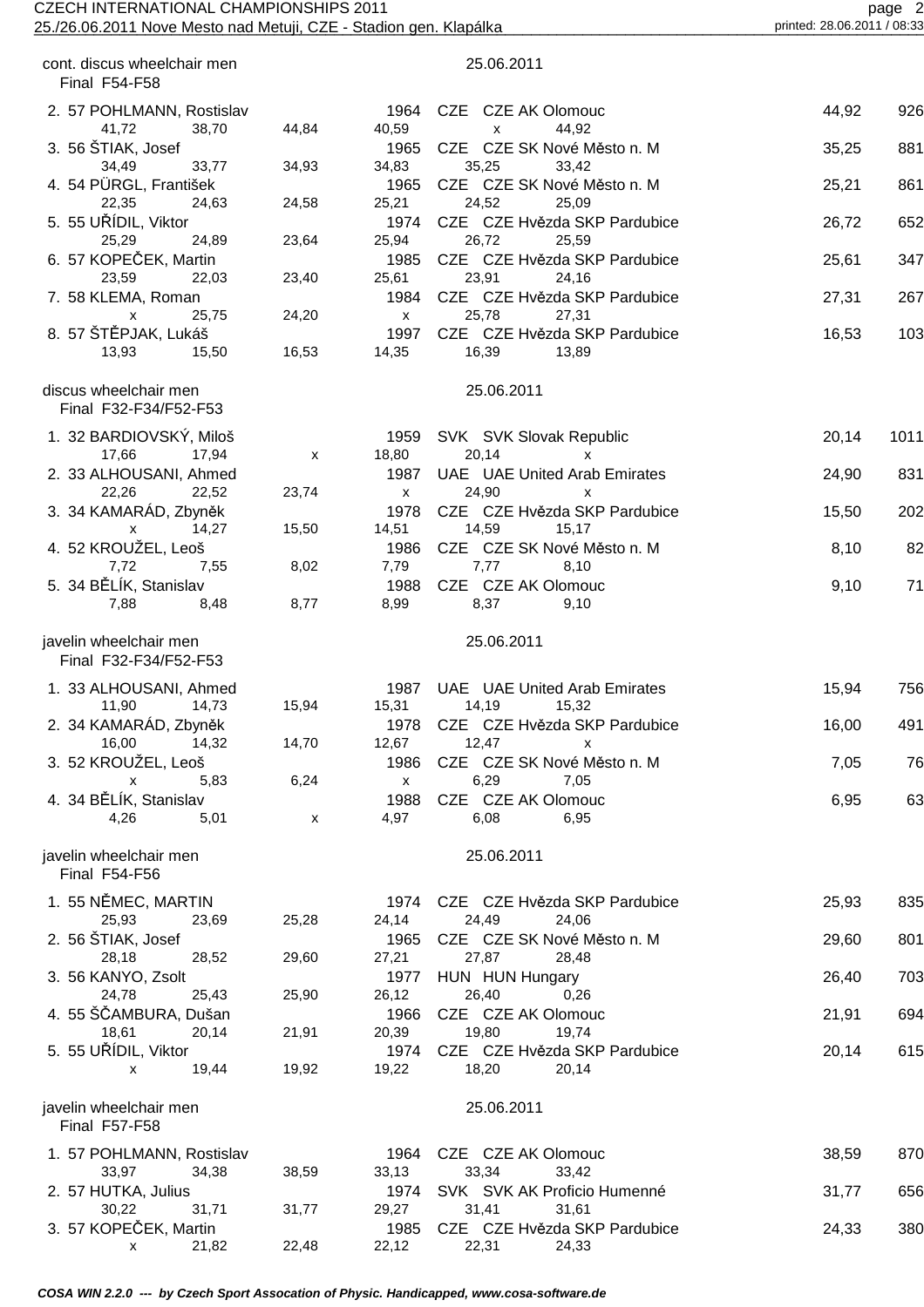cont. discus wheelchair men — 25.06.2011
Final F54-F58

| Rank | Class | Name | Year | Nat | Club | Result | Points |
|---|---|---|---|---|---|---|---|
| 2. | 57 | POHLMANN, Rostislav | 1964 | CZE | CZE AK Olomouc | 44,92 | 926 |
| | | 41,72 / 38,70 / 44,84 / 40,59 / x / 44,92 | | | | | |
| 3. | 56 | ŠTIAK, Josef | 1965 | CZE | CZE SK Nové Město n. M | 35,25 | 881 |
| | | 34,49 / 33,77 / 34,93 / 34,83 / 35,25 / 33,42 | | | | | |
| 4. | 54 | PÜRGL, František | 1965 | CZE | CZE SK Nové Město n. M | 25,21 | 861 |
| | | 22,35 / 24,63 / 24,58 / 25,21 / 24,52 / 25,09 | | | | | |
| 5. | 55 | UŘÍDIL, Viktor | 1974 | CZE | CZE Hvězda SKP Pardubice | 26,72 | 652 |
| | | 25,29 / 24,89 / 23,64 / 25,94 / 26,72 / 25,59 | | | | | |
| 6. | 57 | KOPEČEK, Martin | 1985 | CZE | CZE Hvězda SKP Pardubice | 25,61 | 347 |
| | | 23,59 / 22,03 / 23,40 / 25,61 / 23,91 / 24,16 | | | | | |
| 7. | 58 | KLEMA, Roman | 1984 | CZE | CZE Hvězda SKP Pardubice | 27,31 | 267 |
| | | x / 25,75 / 24,20 / x / 25,78 / 27,31 | | | | | |
| 8. | 57 | ŠTĚPJAK, Lukáš | 1997 | CZE | CZE Hvězda SKP Pardubice | 16,53 | 103 |
| | | 13,93 / 15,50 / 16,53 / 14,35 / 16,39 / 13,89 | | | | | |

discus wheelchair men — 25.06.2011
Final F32-F34/F52-F53

| Rank | Class | Name | Year | Nat | Club | Result | Points |
|---|---|---|---|---|---|---|---|
| 1. | 32 | BARDIOVSKÝ, Miloš | 1959 | SVK | SVK Slovak Republic | 20,14 | 1011 |
| | | 17,66 / 17,94 / x / 18,80 / 20,14 / x | | | | | |
| 2. | 33 | ALHOUSANI, Ahmed | 1987 | UAE | UAE United Arab Emirates | 24,90 | 831 |
| | | 22,26 / 22,52 / 23,74 / x / 24,90 / x | | | | | |
| 3. | 34 | KAMARÁD, Zbyněk | 1978 | CZE | CZE Hvězda SKP Pardubice | 15,50 | 202 |
| | | x / 14,27 / 15,50 / 14,51 / 14,59 / 15,17 | | | | | |
| 4. | 52 | KROUŽEL, Leoš | 1986 | CZE | CZE SK Nové Město n. M | 8,10 | 82 |
| | | 7,72 / 7,55 / 8,02 / 7,79 / 7,77 / 8,10 | | | | | |
| 5. | 34 | BĚLÍK, Stanislav | 1988 | CZE | CZE AK Olomouc | 9,10 | 71 |
| | | 7,88 / 8,48 / 8,77 / 8,99 / 8,37 / 9,10 | | | | | |

javelin wheelchair men — 25.06.2011
Final F32-F34/F52-F53

| Rank | Class | Name | Year | Nat | Club | Result | Points |
|---|---|---|---|---|---|---|---|
| 1. | 33 | ALHOUSANI, Ahmed | 1987 | UAE | UAE United Arab Emirates | 15,94 | 756 |
| | | 11,90 / 14,73 / 15,94 / 15,31 / 14,19 / 15,32 | | | | | |
| 2. | 34 | KAMARÁD, Zbyněk | 1978 | CZE | CZE Hvězda SKP Pardubice | 16,00 | 491 |
| | | 16,00 / 14,32 / 14,70 / 12,67 / 12,47 / x | | | | | |
| 3. | 52 | KROUŽEL, Leoš | 1986 | CZE | CZE SK Nové Město n. M | 7,05 | 76 |
| | | x / 5,83 / 6,24 / x / 6,29 / 7,05 | | | | | |
| 4. | 34 | BĚLÍK, Stanislav | 1988 | CZE | CZE AK Olomouc | 6,95 | 63 |
| | | 4,26 / 5,01 / x / 4,97 / 6,08 / 6,95 | | | | | |

javelin wheelchair men — 25.06.2011
Final F54-F56

| Rank | Class | Name | Year | Nat | Club | Result | Points |
|---|---|---|---|---|---|---|---|
| 1. | 55 | NĚMEC, MARTIN | 1974 | CZE | CZE Hvězda SKP Pardubice | 25,93 | 835 |
| | | 25,93 / 23,69 / 25,28 / 24,14 / 24,49 / 24,06 | | | | | |
| 2. | 56 | ŠTIAK, Josef | 1965 | CZE | CZE SK Nové Město n. M | 29,60 | 801 |
| | | 28,18 / 28,52 / 29,60 / 27,21 / 27,87 / 28,48 | | | | | |
| 3. | 56 | KANYO, Zsolt | 1977 | HUN | HUN Hungary | 26,40 | 703 |
| | | 24,78 / 25,43 / 25,90 / 26,12 / 26,40 / 0,26 | | | | | |
| 4. | 55 | ŠČAMBURA, Dušan | 1966 | CZE | CZE AK Olomouc | 21,91 | 694 |
| | | 18,61 / 20,14 / 21,91 / 20,39 / 19,80 / 19,74 | | | | | |
| 5. | 55 | UŘÍDIL, Viktor | 1974 | CZE | CZE Hvězda SKP Pardubice | 20,14 | 615 |
| | | x / 19,44 / 19,92 / 19,22 / 18,20 / 20,14 | | | | | |

javelin wheelchair men — 25.06.2011
Final F57-F58

| Rank | Class | Name | Year | Nat | Club | Result | Points |
|---|---|---|---|---|---|---|---|
| 1. | 57 | POHLMANN, Rostislav | 1964 | CZE | CZE AK Olomouc | 38,59 | 870 |
| | | 33,97 / 34,38 / 38,59 / 33,13 / 33,34 / 33,42 | | | | | |
| 2. | 57 | HUTKA, Julius | 1974 | SVK | SVK AK Proficio Humenné | 31,77 | 656 |
| | | 30,22 / 31,71 / 31,77 / 29,27 / 31,41 / 31,61 | | | | | |
| 3. | 57 | KOPEČEK, Martin | 1985 | CZE | CZE Hvězda SKP Pardubice | 24,33 | 380 |
| | | x / 21,82 / 22,48 / 22,12 / 22,31 / 24,33 | | | | | |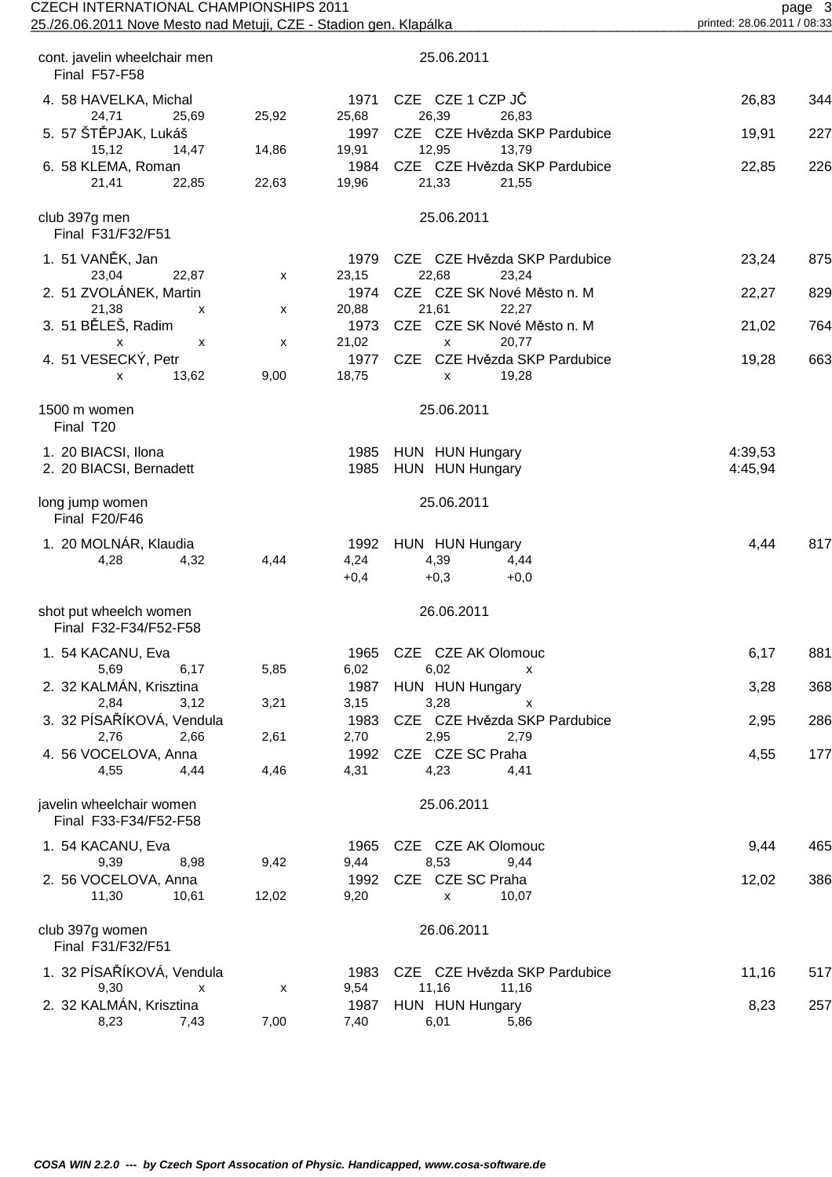cont. javelin wheelchair men 25.06.2011
Final F57-F58

| | | | | | | | | | | |
|---|---|---|---|---|---|---|---|---|---|---|
| 4. 58 HAVELKA, Michal | | | 1971 | CZE | CZE 1 CZP JČ | | | | 26,83 | 344 |
| 24,71 | 25,69 | 25,92 | 25,68 | 26,39 | 26,83 | | | | | |
| 5. 57 ŠTĚPJAK, Lukáš | | | 1997 | CZE | CZE Hvězda SKP Pardubice | | | | 19,91 | 227 |
| 15,12 | 14,47 | 14,86 | 19,91 | 12,95 | 13,79 | | | | | |
| 6. 58 KLEMA, Roman | | | 1984 | CZE | CZE Hvězda SKP Pardubice | | | | 22,85 | 226 |
| 21,41 | 22,85 | 22,63 | 19,96 | 21,33 | 21,55 | | | | | |

club 397g men 25.06.2011
Final F31/F32/F51

| | | | | | | | |
|---|---|---|---|---|---|---|---|
| 1. 51 VANĚK, Jan | | | 1979 | CZE | CZE Hvězda SKP Pardubice | 23,24 | 875 |
| 23,04 | 22,87 | x | 23,15 | 22,68 | 23,24 | | |
| 2. 51 ZVOLÁNEK, Martin | | | 1974 | CZE | CZE SK Nové Město n. M | 22,27 | 829 |
| 21,38 | x | x | 20,88 | 21,61 | 22,27 | | |
| 3. 51 BĚLEŠ, Radim | | | 1973 | CZE | CZE SK Nové Město n. M | 21,02 | 764 |
| x | x | x | 21,02 | x | 20,77 | | |
| 4. 51 VESECKÝ, Petr | | | 1977 | CZE | CZE Hvězda SKP Pardubice | 19,28 | 663 |
| x | 13,62 | 9,00 | 18,75 | x | 19,28 | | |

1500 m women 25.06.2011
Final T20

| | | | | |
|---|---|---|---|---|
| 1. 20 BIACSI, Ilona | 1985 | HUN | HUN Hungary | 4:39,53 |
| 2. 20 BIACSI, Bernadett | 1985 | HUN | HUN Hungary | 4:45,94 |

long jump women 25.06.2011
Final F20/F46

| | | | | | | | |
|---|---|---|---|---|---|---|---|
| 1. 20 MOLNÁR, Klaudia | | | 1992 | HUN | HUN Hungary | 4,44 | 817 |
| 4,28 | 4,32 | 4,44 | 4,24 | 4,39 | 4,44 | | |
| | | | +0,4 | +0,3 | +0,0 | | |

shot put wheelch women 26.06.2011
Final F32-F34/F52-F58

| | | | | | | | |
|---|---|---|---|---|---|---|---|
| 1. 54 KACANU, Eva | | | 1965 | CZE | CZE AK Olomouc | 6,17 | 881 |
| 5,69 | 6,17 | 5,85 | 6,02 | 6,02 | x | | |
| 2. 32 KALMÁN, Krisztina | | | 1987 | HUN | HUN Hungary | 3,28 | 368 |
| 2,84 | 3,12 | 3,21 | 3,15 | 3,28 | x | | |
| 3. 32 PÍSAŘÍKOVÁ, Vendula | | | 1983 | CZE | CZE Hvězda SKP Pardubice | 2,95 | 286 |
| 2,76 | 2,66 | 2,61 | 2,70 | 2,95 | 2,79 | | |
| 4. 56 VOCELOVA, Anna | | | 1992 | CZE | CZE SC Praha | 4,55 | 177 |
| 4,55 | 4,44 | 4,46 | 4,31 | 4,23 | 4,41 | | |

javelin wheelchair women 25.06.2011
Final F33-F34/F52-F58

| | | | | | | | |
|---|---|---|---|---|---|---|---|
| 1. 54 KACANU, Eva | | | 1965 | CZE | CZE AK Olomouc | 9,44 | 465 |
| 9,39 | 8,98 | 9,42 | 9,44 | 8,53 | 9,44 | | |
| 2. 56 VOCELOVA, Anna | | | 1992 | CZE | CZE SC Praha | 12,02 | 386 |
| 11,30 | 10,61 | 12,02 | 9,20 | x | 10,07 | | |

club 397g women 26.06.2011
Final F31/F32/F51

| | | | | | | | |
|---|---|---|---|---|---|---|---|
| 1. 32 PÍSAŘÍKOVÁ, Vendula | | | 1983 | CZE | CZE Hvězda SKP Pardubice | 11,16 | 517 |
| 9,30 | x | x | 9,54 | 11,16 | 11,16 | | |
| 2. 32 KALMÁN, Krisztina | | | 1987 | HUN | HUN Hungary | 8,23 | 257 |
| 8,23 | 7,43 | 7,00 | 7,40 | 6,01 | 5,86 | | |